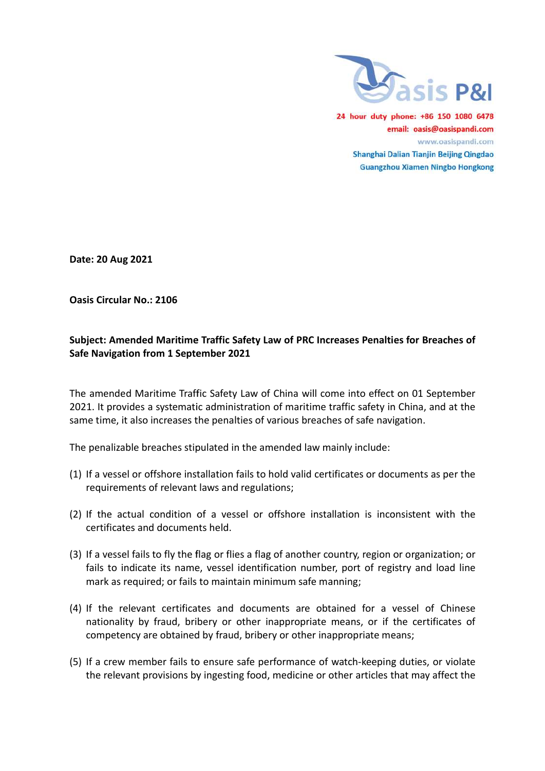Oasis P&I

24 hour duty phone: +86 150 1080 6478
email: oasis@oasispandi.com
www.oasispandi.com
Shanghai Dalian Tianjin Beijing Qingdao
Guangzhou Xiamen Ningbo Hongkong

**Date: 20 Aug 2021**

**Oasis Circular No.: 2106**

**Subject: Amended Maritime Traffic Safety Law of PRC Increases Penalties for Breaches of Safe Navigation from 1 September 2021**

The amended Maritime Traffic Safety Law of China will come into effect on 01 September 2021. It provides a systematic administration of maritime traffic safety in China, and at the same time, it also increases the penalties of various breaches of safe navigation.

The penalizable breaches stipulated in the amended law mainly include:

(1) If a vessel or offshore installation fails to hold valid certificates or documents as per the requirements of relevant laws and regulations;

(2) If the actual condition of a vessel or offshore installation is inconsistent with the certificates and documents held.

(3) If a vessel fails to fly the flag or flies a flag of another country, region or organization; or fails to indicate its name, vessel identification number, port of registry and load line mark as required; or fails to maintain minimum safe manning;

(4) If the relevant certificates and documents are obtained for a vessel of Chinese nationality by fraud, bribery or other inappropriate means, or if the certificates of competency are obtained by fraud, bribery or other inappropriate means;

(5) If a crew member fails to ensure safe performance of watch-keeping duties, or violate the relevant provisions by ingesting food, medicine or other articles that may affect the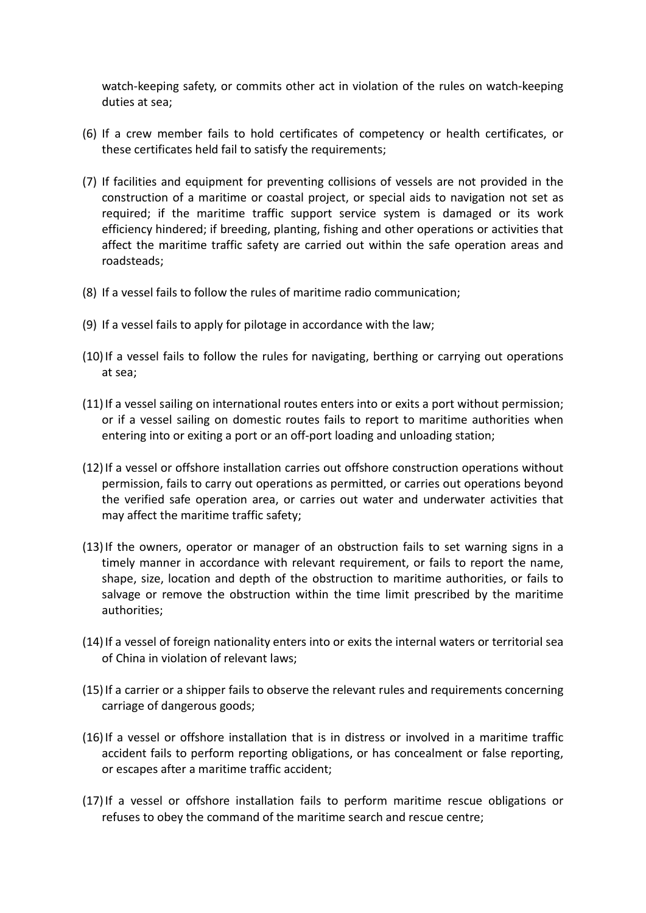watch-keeping safety, or commits other act in violation of the rules on watch-keeping duties at sea;

(6) If a crew member fails to hold certificates of competency or health certificates, or these certificates held fail to satisfy the requirements;

(7) If facilities and equipment for preventing collisions of vessels are not provided in the construction of a maritime or coastal project, or special aids to navigation not set as required; if the maritime traffic support service system is damaged or its work efficiency hindered; if breeding, planting, fishing and other operations or activities that affect the maritime traffic safety are carried out within the safe operation areas and roadsteads;

(8) If a vessel fails to follow the rules of maritime radio communication;

(9) If a vessel fails to apply for pilotage in accordance with the law;

(10) If a vessel fails to follow the rules for navigating, berthing or carrying out operations at sea;

(11) If a vessel sailing on international routes enters into or exits a port without permission; or if a vessel sailing on domestic routes fails to report to maritime authorities when entering into or exiting a port or an off-port loading and unloading station;

(12) If a vessel or offshore installation carries out offshore construction operations without permission, fails to carry out operations as permitted, or carries out operations beyond the verified safe operation area, or carries out water and underwater activities that may affect the maritime traffic safety;

(13) If the owners, operator or manager of an obstruction fails to set warning signs in a timely manner in accordance with relevant requirement, or fails to report the name, shape, size, location and depth of the obstruction to maritime authorities, or fails to salvage or remove the obstruction within the time limit prescribed by the maritime authorities;

(14) If a vessel of foreign nationality enters into or exits the internal waters or territorial sea of China in violation of relevant laws;

(15) If a carrier or a shipper fails to observe the relevant rules and requirements concerning carriage of dangerous goods;

(16) If a vessel or offshore installation that is in distress or involved in a maritime traffic accident fails to perform reporting obligations, or has concealment or false reporting, or escapes after a maritime traffic accident;

(17) If a vessel or offshore installation fails to perform maritime rescue obligations or refuses to obey the command of the maritime search and rescue centre;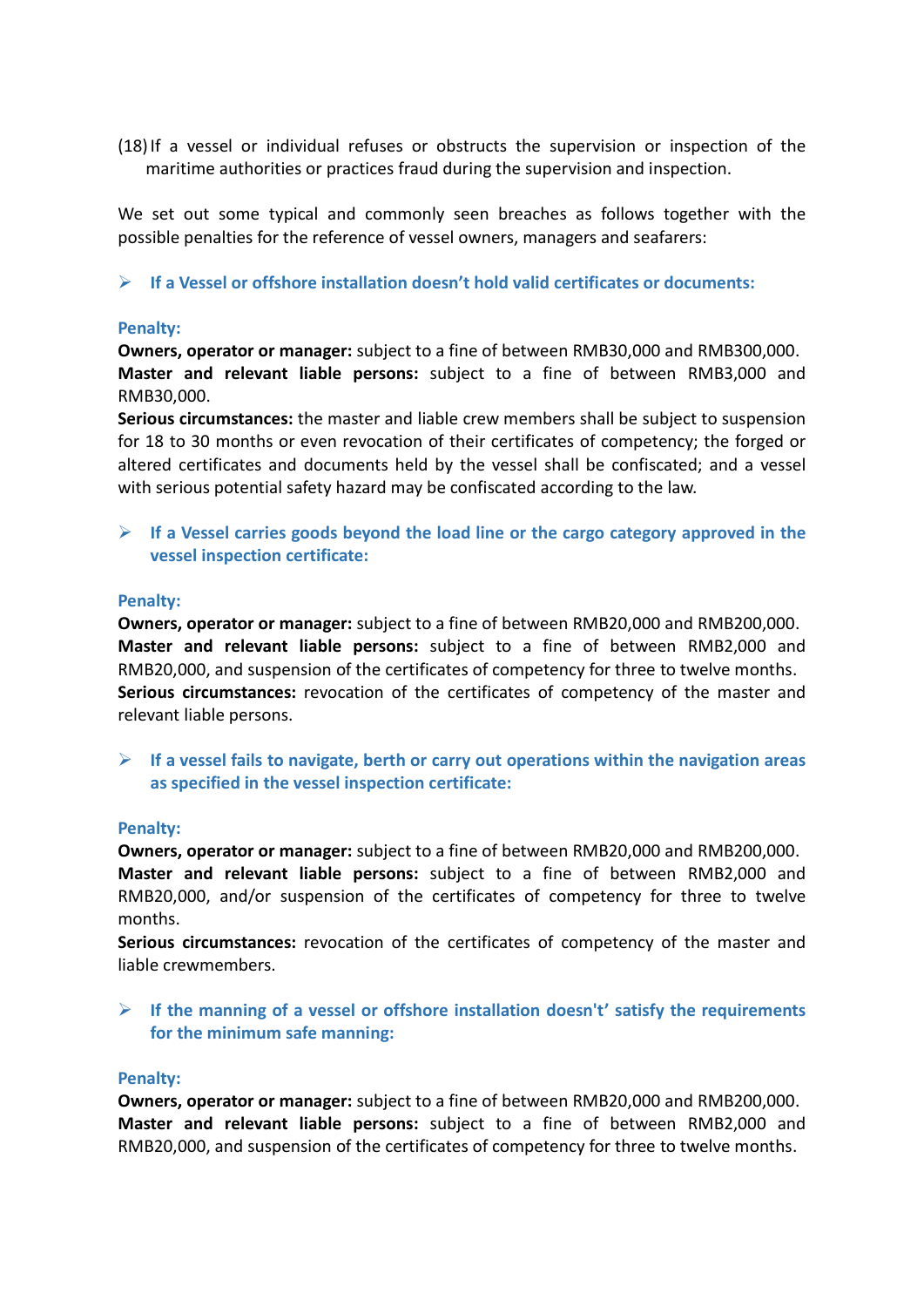(18) If a vessel or individual refuses or obstructs the supervision or inspection of the maritime authorities or practices fraud during the supervision and inspection.

We set out some typical and commonly seen breaches as follows together with the possible penalties for the reference of vessel owners, managers and seafarers:

- **If a Vessel or offshore installation doesn't hold valid certificates or documents:**

**Penalty:**

**Owners, operator or manager:** subject to a fine of between RMB30,000 and RMB300,000.
**Master and relevant liable persons:** subject to a fine of between RMB3,000 and RMB30,000.
**Serious circumstances:** the master and liable crew members shall be subject to suspension for 18 to 30 months or even revocation of their certificates of competency; the forged or altered certificates and documents held by the vessel shall be confiscated; and a vessel with serious potential safety hazard may be confiscated according to the law.

- **If a Vessel carries goods beyond the load line or the cargo category approved in the vessel inspection certificate:**

**Penalty:**

**Owners, operator or manager:** subject to a fine of between RMB20,000 and RMB200,000.
**Master and relevant liable persons:** subject to a fine of between RMB2,000 and RMB20,000, and suspension of the certificates of competency for three to twelve months.
**Serious circumstances:** revocation of the certificates of competency of the master and relevant liable persons.

- **If a vessel fails to navigate, berth or carry out operations within the navigation areas as specified in the vessel inspection certificate:**

**Penalty:**

**Owners, operator or manager:** subject to a fine of between RMB20,000 and RMB200,000.
**Master and relevant liable persons:** subject to a fine of between RMB2,000 and RMB20,000, and/or suspension of the certificates of competency for three to twelve months.
**Serious circumstances:** revocation of the certificates of competency of the master and liable crewmembers.

- **If the manning of a vessel or offshore installation doesn't' satisfy the requirements for the minimum safe manning:**

**Penalty:**

**Owners, operator or manager:** subject to a fine of between RMB20,000 and RMB200,000.
**Master and relevant liable persons:** subject to a fine of between RMB2,000 and RMB20,000, and suspension of the certificates of competency for three to twelve months.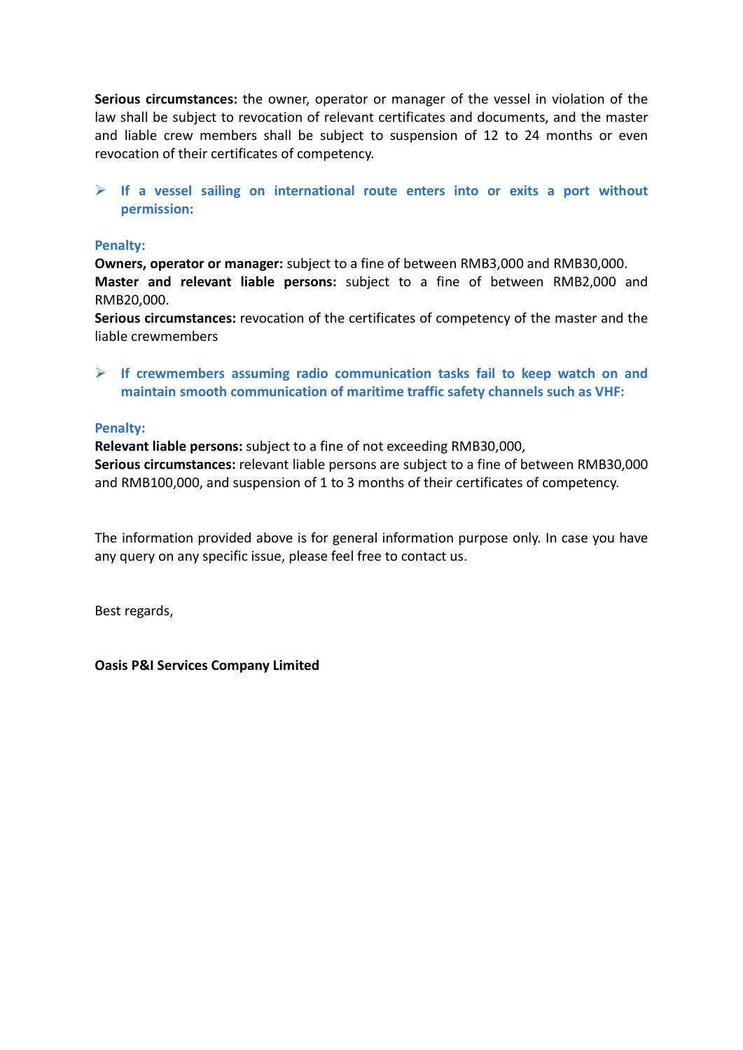**Serious circumstances:** the owner, operator or manager of the vessel in violation of the law shall be subject to revocation of relevant certificates and documents, and the master and liable crew members shall be subject to suspension of 12 to 24 months or even revocation of their certificates of competency.

- **If a vessel sailing on international route enters into or exits a port without permission:**

**Penalty:**

**Owners, operator or manager:** subject to a fine of between RMB3,000 and RMB30,000.
**Master and relevant liable persons:** subject to a fine of between RMB2,000 and RMB20,000.
**Serious circumstances:** revocation of the certificates of competency of the master and the liable crewmembers

- **If crewmembers assuming radio communication tasks fail to keep watch on and maintain smooth communication of maritime traffic safety channels such as VHF:**

**Penalty:**

**Relevant liable persons:** subject to a fine of not exceeding RMB30,000,
**Serious circumstances:** relevant liable persons are subject to a fine of between RMB30,000 and RMB100,000, and suspension of 1 to 3 months of their certificates of competency.

The information provided above is for general information purpose only. In case you have any query on any specific issue, please feel free to contact us.

Best regards,

**Oasis P&I Services Company Limited**